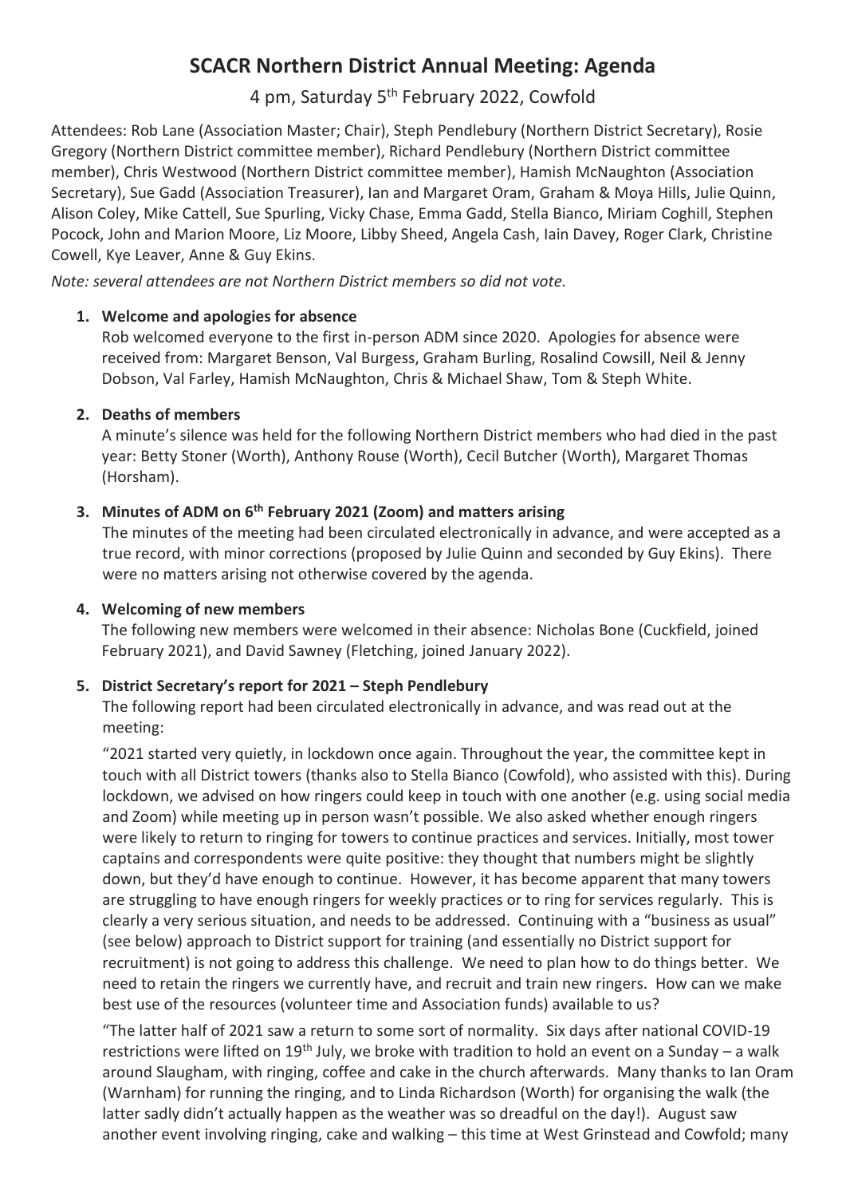# SCACR Northern District Annual Meeting: Agenda

4 pm, Saturday 5th February 2022, Cowfold

Attendees: Rob Lane (Association Master; Chair), Steph Pendlebury (Northern District Secretary), Rosie Gregory (Northern District committee member), Richard Pendlebury (Northern District committee member), Chris Westwood (Northern District committee member), Hamish McNaughton (Association Secretary), Sue Gadd (Association Treasurer), Ian and Margaret Oram, Graham & Moya Hills, Julie Quinn, Alison Coley, Mike Cattell, Sue Spurling, Vicky Chase, Emma Gadd, Stella Bianco, Miriam Coghill, Stephen Pocock, John and Marion Moore, Liz Moore, Libby Sheed, Angela Cash, Iain Davey, Roger Clark, Christine Cowell, Kye Leaver, Anne & Guy Ekins.

*Note: several attendees are not Northern District members so did not vote.*

1. **Welcome and apologies for absence**

   Rob welcomed everyone to the first in-person ADM since 2020. Apologies for absence were received from: Margaret Benson, Val Burgess, Graham Burling, Rosalind Cowsill, Neil & Jenny Dobson, Val Farley, Hamish McNaughton, Chris & Michael Shaw, Tom & Steph White.

2. **Deaths of members**

   A minute's silence was held for the following Northern District members who had died in the past year: Betty Stoner (Worth), Anthony Rouse (Worth), Cecil Butcher (Worth), Margaret Thomas (Horsham).

3. **Minutes of ADM on 6th February 2021 (Zoom) and matters arising**

   The minutes of the meeting had been circulated electronically in advance, and were accepted as a true record, with minor corrections (proposed by Julie Quinn and seconded by Guy Ekins). There were no matters arising not otherwise covered by the agenda.

4. **Welcoming of new members**

   The following new members were welcomed in their absence: Nicholas Bone (Cuckfield, joined February 2021), and David Sawney (Fletching, joined January 2022).

5. **District Secretary's report for 2021 – Steph Pendlebury**

   The following report had been circulated electronically in advance, and was read out at the meeting:

   "2021 started very quietly, in lockdown once again. Throughout the year, the committee kept in touch with all District towers (thanks also to Stella Bianco (Cowfold), who assisted with this). During lockdown, we advised on how ringers could keep in touch with one another (e.g. using social media and Zoom) while meeting up in person wasn't possible. We also asked whether enough ringers were likely to return to ringing for towers to continue practices and services. Initially, most tower captains and correspondents were quite positive: they thought that numbers might be slightly down, but they'd have enough to continue. However, it has become apparent that many towers are struggling to have enough ringers for weekly practices or to ring for services regularly. This is clearly a very serious situation, and needs to be addressed. Continuing with a "business as usual" (see below) approach to District support for training (and essentially no District support for recruitment) is not going to address this challenge. We need to plan how to do things better. We need to retain the ringers we currently have, and recruit and train new ringers. How can we make best use of the resources (volunteer time and Association funds) available to us?

   "The latter half of 2021 saw a return to some sort of normality. Six days after national COVID-19 restrictions were lifted on 19th July, we broke with tradition to hold an event on a Sunday – a walk around Slaugham, with ringing, coffee and cake in the church afterwards. Many thanks to Ian Oram (Warnham) for running the ringing, and to Linda Richardson (Worth) for organising the walk (the latter sadly didn't actually happen as the weather was so dreadful on the day!). August saw another event involving ringing, cake and walking – this time at West Grinstead and Cowfold; many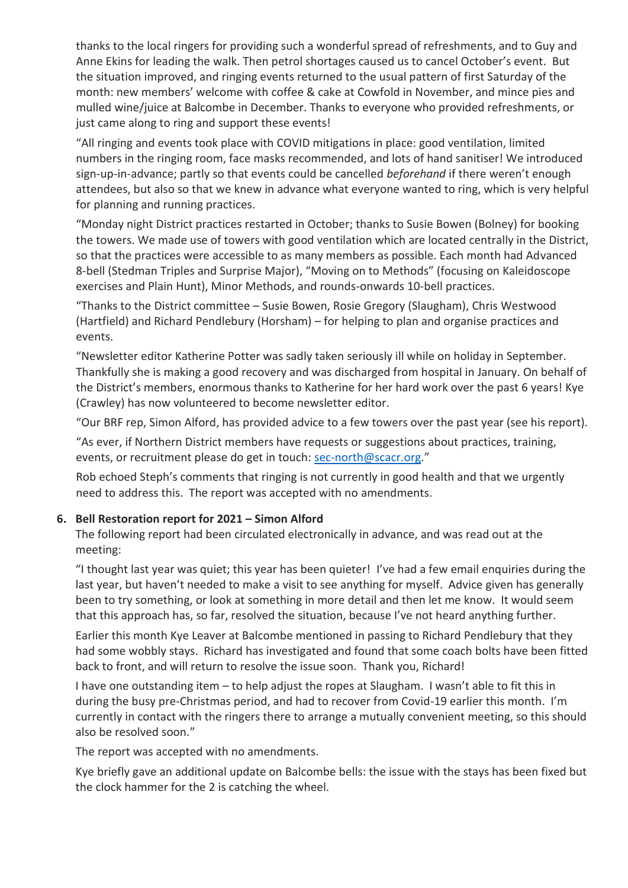thanks to the local ringers for providing such a wonderful spread of refreshments, and to Guy and Anne Ekins for leading the walk. Then petrol shortages caused us to cancel October's event. But the situation improved, and ringing events returned to the usual pattern of first Saturday of the month: new members' welcome with coffee & cake at Cowfold in November, and mince pies and mulled wine/juice at Balcombe in December. Thanks to everyone who provided refreshments, or just came along to ring and support these events!

"All ringing and events took place with COVID mitigations in place: good ventilation, limited numbers in the ringing room, face masks recommended, and lots of hand sanitiser! We introduced sign-up-in-advance; partly so that events could be cancelled *beforehand* if there weren't enough attendees, but also so that we knew in advance what everyone wanted to ring, which is very helpful for planning and running practices.

"Monday night District practices restarted in October; thanks to Susie Bowen (Bolney) for booking the towers. We made use of towers with good ventilation which are located centrally in the District, so that the practices were accessible to as many members as possible. Each month had Advanced 8-bell (Stedman Triples and Surprise Major), "Moving on to Methods" (focusing on Kaleidoscope exercises and Plain Hunt), Minor Methods, and rounds-onwards 10-bell practices.

"Thanks to the District committee – Susie Bowen, Rosie Gregory (Slaugham), Chris Westwood (Hartfield) and Richard Pendlebury (Horsham) – for helping to plan and organise practices and events.

"Newsletter editor Katherine Potter was sadly taken seriously ill while on holiday in September. Thankfully she is making a good recovery and was discharged from hospital in January. On behalf of the District's members, enormous thanks to Katherine for her hard work over the past 6 years! Kye (Crawley) has now volunteered to become newsletter editor.

"Our BRF rep, Simon Alford, has provided advice to a few towers over the past year (see his report).

"As ever, if Northern District members have requests or suggestions about practices, training, events, or recruitment please do get in touch: sec-north@scacr.org."

Rob echoed Steph's comments that ringing is not currently in good health and that we urgently need to address this. The report was accepted with no amendments.

6. **Bell Restoration report for 2021 – Simon Alford**

The following report had been circulated electronically in advance, and was read out at the meeting:

"I thought last year was quiet; this year has been quieter! I've had a few email enquiries during the last year, but haven't needed to make a visit to see anything for myself. Advice given has generally been to try something, or look at something in more detail and then let me know. It would seem that this approach has, so far, resolved the situation, because I've not heard anything further.

Earlier this month Kye Leaver at Balcombe mentioned in passing to Richard Pendlebury that they had some wobbly stays. Richard has investigated and found that some coach bolts have been fitted back to front, and will return to resolve the issue soon. Thank you, Richard!

I have one outstanding item – to help adjust the ropes at Slaugham. I wasn't able to fit this in during the busy pre-Christmas period, and had to recover from Covid-19 earlier this month. I'm currently in contact with the ringers there to arrange a mutually convenient meeting, so this should also be resolved soon."

The report was accepted with no amendments.

Kye briefly gave an additional update on Balcombe bells: the issue with the stays has been fixed but the clock hammer for the 2 is catching the wheel.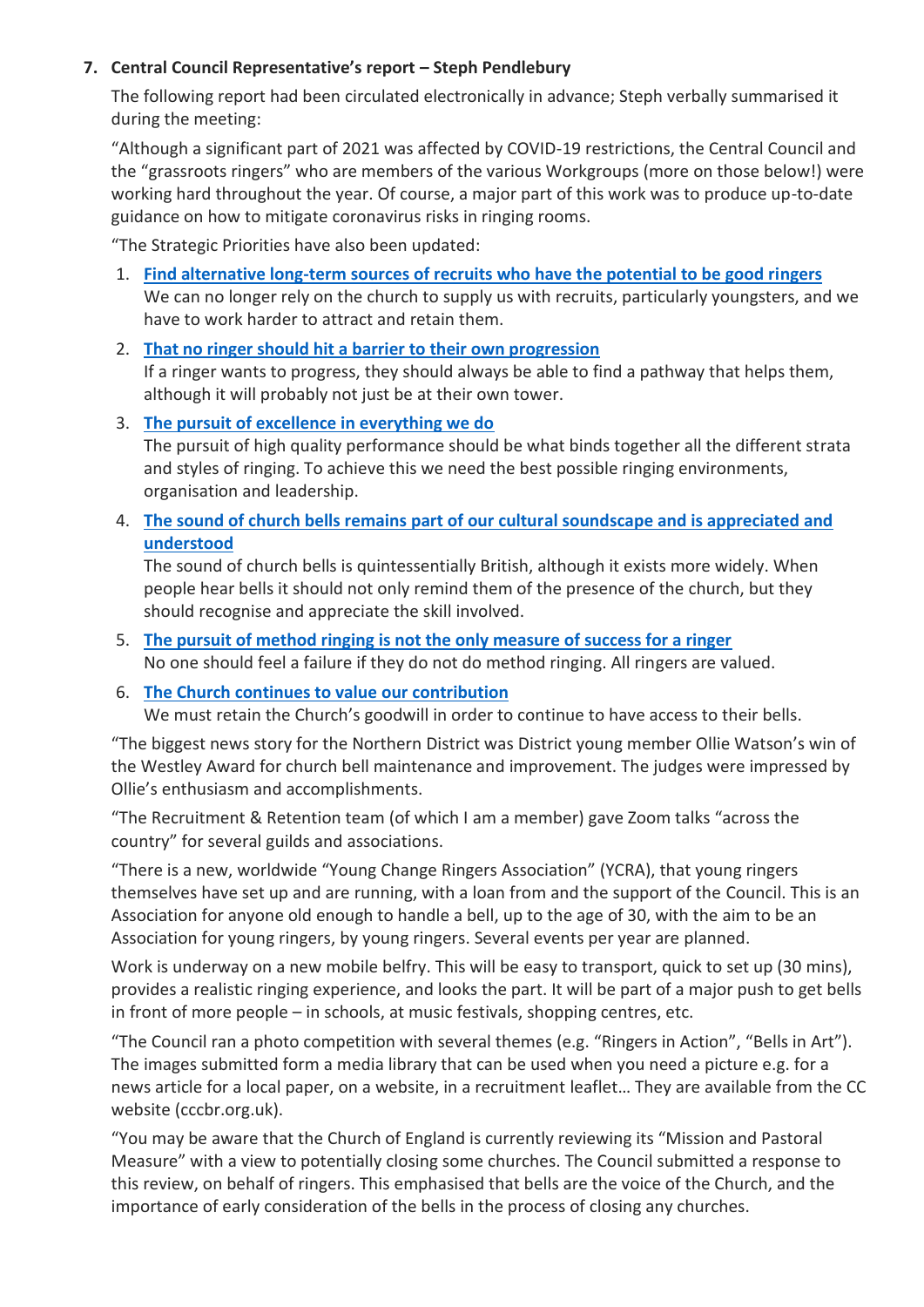## 7. Central Council Representative's report – Steph Pendlebury

The following report had been circulated electronically in advance; Steph verbally summarised it during the meeting:

"Although a significant part of 2021 was affected by COVID-19 restrictions, the Central Council and the "grassroots ringers" who are members of the various Workgroups (more on those below!) were working hard throughout the year. Of course, a major part of this work was to produce up-to-date guidance on how to mitigate coronavirus risks in ringing rooms.

"The Strategic Priorities have also been updated:

1. **Find alternative long-term sources of recruits who have the potential to be good ringers**
   We can no longer rely on the church to supply us with recruits, particularly youngsters, and we have to work harder to attract and retain them.
2. **That no ringer should hit a barrier to their own progression**
   If a ringer wants to progress, they should always be able to find a pathway that helps them, although it will probably not just be at their own tower.
3. **The pursuit of excellence in everything we do**
   The pursuit of high quality performance should be what binds together all the different strata and styles of ringing. To achieve this we need the best possible ringing environments, organisation and leadership.
4. **The sound of church bells remains part of our cultural soundscape and is appreciated and understood**
   The sound of church bells is quintessentially British, although it exists more widely. When people hear bells it should not only remind them of the presence of the church, but they should recognise and appreciate the skill involved.
5. **The pursuit of method ringing is not the only measure of success for a ringer**
   No one should feel a failure if they do not do method ringing. All ringers are valued.
6. **The Church continues to value our contribution**
   We must retain the Church's goodwill in order to continue to have access to their bells.

"The biggest news story for the Northern District was District young member Ollie Watson's win of the Westley Award for church bell maintenance and improvement. The judges were impressed by Ollie's enthusiasm and accomplishments.

"The Recruitment & Retention team (of which I am a member) gave Zoom talks "across the country" for several guilds and associations.

"There is a new, worldwide "Young Change Ringers Association" (YCRA), that young ringers themselves have set up and are running, with a loan from and the support of the Council. This is an Association for anyone old enough to handle a bell, up to the age of 30, with the aim to be an Association for young ringers, by young ringers. Several events per year are planned.

Work is underway on a new mobile belfry. This will be easy to transport, quick to set up (30 mins), provides a realistic ringing experience, and looks the part. It will be part of a major push to get bells in front of more people – in schools, at music festivals, shopping centres, etc.

"The Council ran a photo competition with several themes (e.g. "Ringers in Action", "Bells in Art"). The images submitted form a media library that can be used when you need a picture e.g. for a news article for a local paper, on a website, in a recruitment leaflet… They are available from the CC website (cccbr.org.uk).

"You may be aware that the Church of England is currently reviewing its "Mission and Pastoral Measure" with a view to potentially closing some churches. The Council submitted a response to this review, on behalf of ringers. This emphasised that bells are the voice of the Church, and the importance of early consideration of the bells in the process of closing any churches.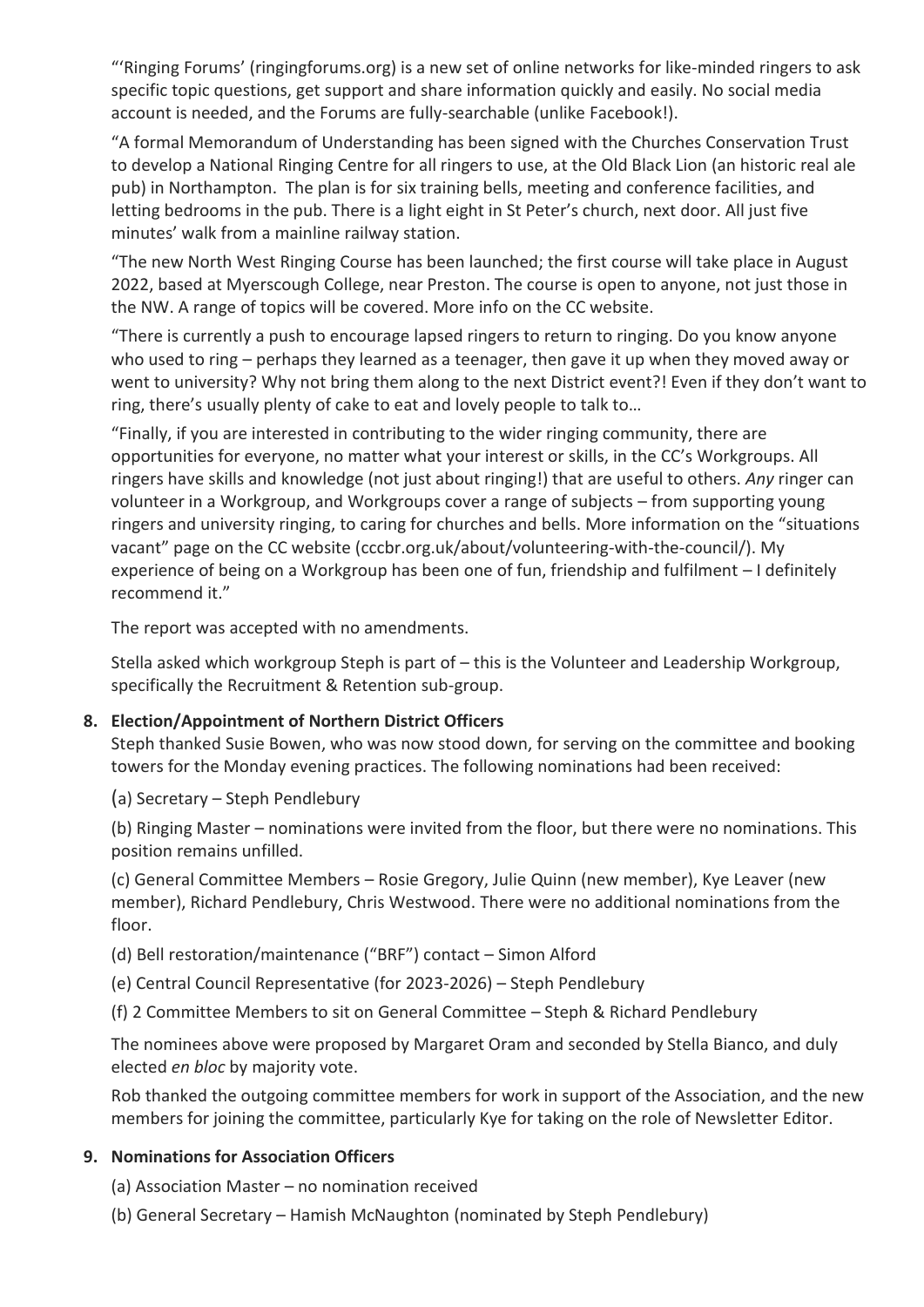"'Ringing Forums' (ringingforums.org) is a new set of online networks for like-minded ringers to ask specific topic questions, get support and share information quickly and easily. No social media account is needed, and the Forums are fully-searchable (unlike Facebook!).

"A formal Memorandum of Understanding has been signed with the Churches Conservation Trust to develop a National Ringing Centre for all ringers to use, at the Old Black Lion (an historic real ale pub) in Northampton. The plan is for six training bells, meeting and conference facilities, and letting bedrooms in the pub. There is a light eight in St Peter's church, next door. All just five minutes' walk from a mainline railway station.

"The new North West Ringing Course has been launched; the first course will take place in August 2022, based at Myerscough College, near Preston. The course is open to anyone, not just those in the NW. A range of topics will be covered. More info on the CC website.

"There is currently a push to encourage lapsed ringers to return to ringing. Do you know anyone who used to ring – perhaps they learned as a teenager, then gave it up when they moved away or went to university? Why not bring them along to the next District event?! Even if they don't want to ring, there's usually plenty of cake to eat and lovely people to talk to…

"Finally, if you are interested in contributing to the wider ringing community, there are opportunities for everyone, no matter what your interest or skills, in the CC's Workgroups. All ringers have skills and knowledge (not just about ringing!) that are useful to others. *Any* ringer can volunteer in a Workgroup, and Workgroups cover a range of subjects – from supporting young ringers and university ringing, to caring for churches and bells. More information on the "situations vacant" page on the CC website (cccbr.org.uk/about/volunteering-with-the-council/). My experience of being on a Workgroup has been one of fun, friendship and fulfilment – I definitely recommend it."

The report was accepted with no amendments.

Stella asked which workgroup Steph is part of – this is the Volunteer and Leadership Workgroup, specifically the Recruitment & Retention sub-group.

**8. Election/Appointment of Northern District Officers**

Steph thanked Susie Bowen, who was now stood down, for serving on the committee and booking towers for the Monday evening practices. The following nominations had been received:

(a) Secretary – Steph Pendlebury

(b) Ringing Master – nominations were invited from the floor, but there were no nominations. This position remains unfilled.

(c) General Committee Members – Rosie Gregory, Julie Quinn (new member), Kye Leaver (new member), Richard Pendlebury, Chris Westwood. There were no additional nominations from the floor.

(d) Bell restoration/maintenance ("BRF") contact – Simon Alford

(e) Central Council Representative (for 2023-2026) – Steph Pendlebury

(f) 2 Committee Members to sit on General Committee – Steph & Richard Pendlebury

The nominees above were proposed by Margaret Oram and seconded by Stella Bianco, and duly elected *en bloc* by majority vote.

Rob thanked the outgoing committee members for work in support of the Association, and the new members for joining the committee, particularly Kye for taking on the role of Newsletter Editor.

**9. Nominations for Association Officers**

(a) Association Master – no nomination received

(b) General Secretary – Hamish McNaughton (nominated by Steph Pendlebury)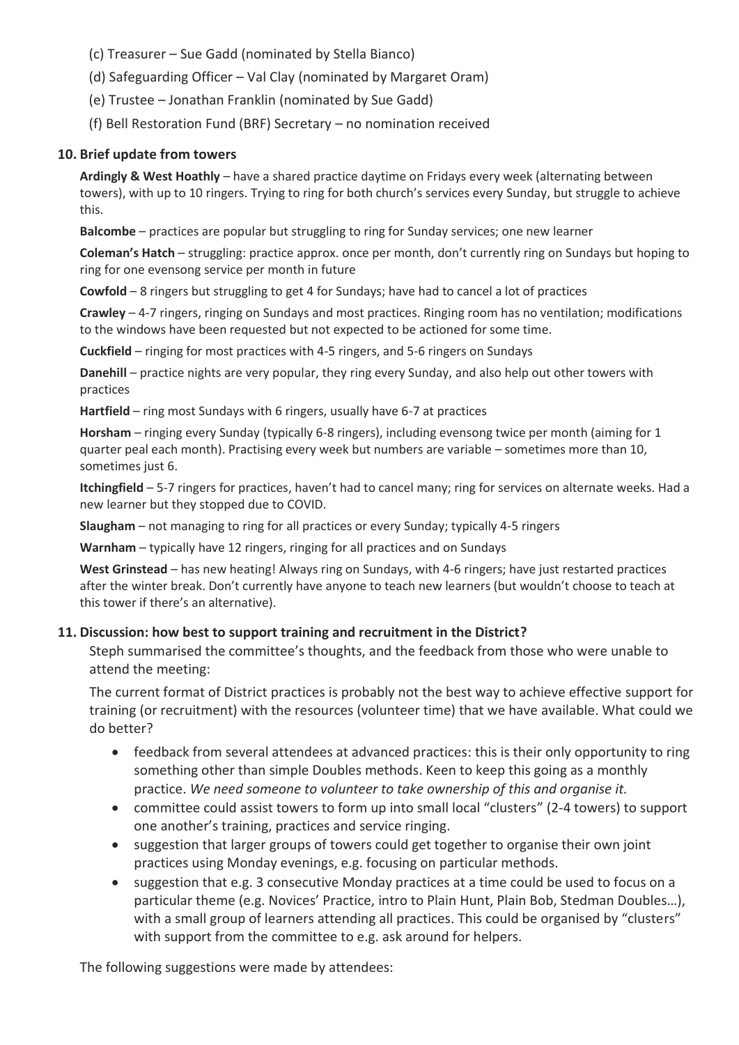(c) Treasurer – Sue Gadd (nominated by Stella Bianco)

(d) Safeguarding Officer – Val Clay (nominated by Margaret Oram)

(e) Trustee – Jonathan Franklin (nominated by Sue Gadd)

(f) Bell Restoration Fund (BRF) Secretary – no nomination received

### 10. Brief update from towers

**Ardingly & West Hoathly** – have a shared practice daytime on Fridays every week (alternating between towers), with up to 10 ringers. Trying to ring for both church's services every Sunday, but struggle to achieve this.

**Balcombe** – practices are popular but struggling to ring for Sunday services; one new learner

**Coleman's Hatch** – struggling: practice approx. once per month, don't currently ring on Sundays but hoping to ring for one evensong service per month in future

**Cowfold** – 8 ringers but struggling to get 4 for Sundays; have had to cancel a lot of practices

**Crawley** – 4-7 ringers, ringing on Sundays and most practices. Ringing room has no ventilation; modifications to the windows have been requested but not expected to be actioned for some time.

**Cuckfield** – ringing for most practices with 4-5 ringers, and 5-6 ringers on Sundays

**Danehill** – practice nights are very popular, they ring every Sunday, and also help out other towers with practices

**Hartfield** – ring most Sundays with 6 ringers, usually have 6-7 at practices

**Horsham** – ringing every Sunday (typically 6-8 ringers), including evensong twice per month (aiming for 1 quarter peal each month). Practising every week but numbers are variable – sometimes more than 10, sometimes just 6.

**Itchingfield** – 5-7 ringers for practices, haven't had to cancel many; ring for services on alternate weeks. Had a new learner but they stopped due to COVID.

**Slaugham** – not managing to ring for all practices or every Sunday; typically 4-5 ringers

**Warnham** – typically have 12 ringers, ringing for all practices and on Sundays

**West Grinstead** – has new heating! Always ring on Sundays, with 4-6 ringers; have just restarted practices after the winter break. Don't currently have anyone to teach new learners (but wouldn't choose to teach at this tower if there's an alternative).

### 11. Discussion: how best to support training and recruitment in the District?

Steph summarised the committee's thoughts, and the feedback from those who were unable to attend the meeting:

The current format of District practices is probably not the best way to achieve effective support for training (or recruitment) with the resources (volunteer time) that we have available. What could we do better?

- feedback from several attendees at advanced practices: this is their only opportunity to ring something other than simple Doubles methods. Keen to keep this going as a monthly practice. *We need someone to volunteer to take ownership of this and organise it.*
- committee could assist towers to form up into small local "clusters" (2-4 towers) to support one another's training, practices and service ringing.
- suggestion that larger groups of towers could get together to organise their own joint practices using Monday evenings, e.g. focusing on particular methods.
- suggestion that e.g. 3 consecutive Monday practices at a time could be used to focus on a particular theme (e.g. Novices' Practice, intro to Plain Hunt, Plain Bob, Stedman Doubles…), with a small group of learners attending all practices. This could be organised by "clusters" with support from the committee to e.g. ask around for helpers.

The following suggestions were made by attendees: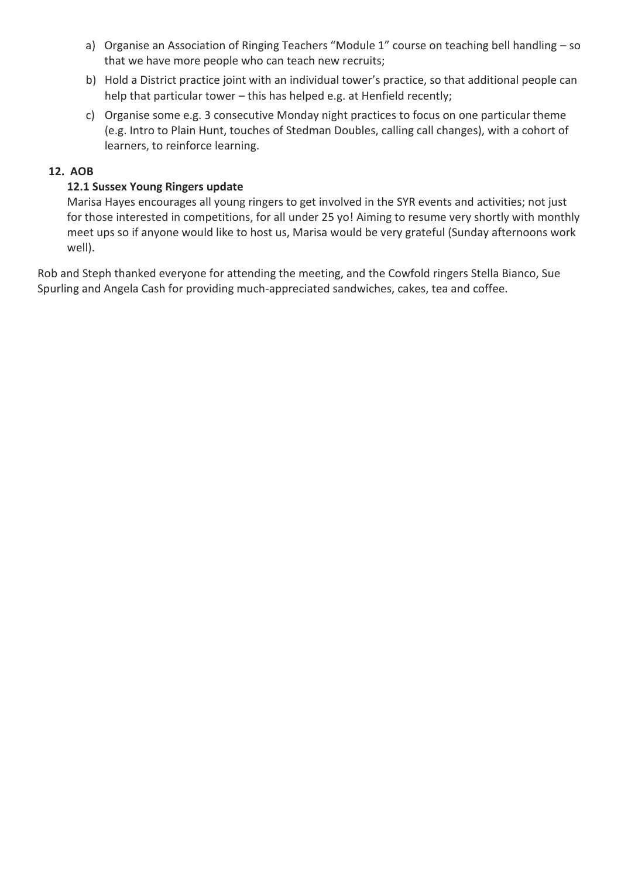a) Organise an Association of Ringing Teachers "Module 1" course on teaching bell handling – so that we have more people who can teach new recruits;

b) Hold a District practice joint with an individual tower's practice, so that additional people can help that particular tower – this has helped e.g. at Henfield recently;

c) Organise some e.g. 3 consecutive Monday night practices to focus on one particular theme (e.g. Intro to Plain Hunt, touches of Stedman Doubles, calling call changes), with a cohort of learners, to reinforce learning.

**12. AOB**

**12.1 Sussex Young Ringers update**

Marisa Hayes encourages all young ringers to get involved in the SYR events and activities; not just for those interested in competitions, for all under 25 yo! Aiming to resume very shortly with monthly meet ups so if anyone would like to host us, Marisa would be very grateful (Sunday afternoons work well).

Rob and Steph thanked everyone for attending the meeting, and the Cowfold ringers Stella Bianco, Sue Spurling and Angela Cash for providing much-appreciated sandwiches, cakes, tea and coffee.